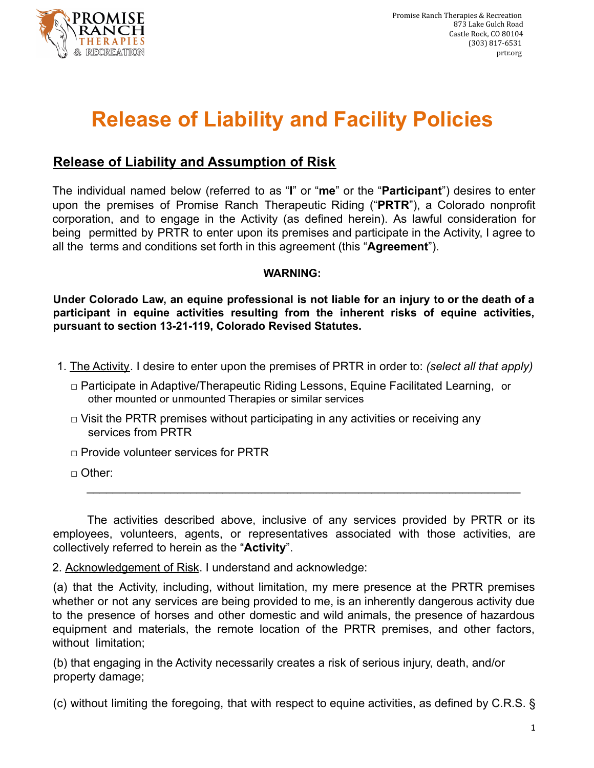Promise Ranch Therapies & Recreation
873 Lake Gulch Road
Castle Rock, CO 80104
(303) 817-6531
prtr.org

# Release of Liability and Facility Policies

## Release of Liability and Assumption of Risk

The individual named below (referred to as "**I**" or "**me**" or the "**Participant**") desires to enter upon the premises of Promise Ranch Therapeutic Riding ("**PRTR**"), a Colorado nonprofit corporation, and to engage in the Activity (as defined herein). As lawful consideration for being permitted by PRTR to enter upon its premises and participate in the Activity, I agree to all the terms and conditions set forth in this agreement (this "**Agreement**").

**WARNING:**

**Under Colorado Law, an equine professional is not liable for an injury to or the death of a participant in equine activities resulting from the inherent risks of equine activities, pursuant to section 13-21-119, Colorado Revised Statutes.**

1. The Activity. I desire to enter upon the premises of PRTR in order to: *(select all that apply)*

   □ Participate in Adaptive/Therapeutic Riding Lessons, Equine Facilitated Learning, or other mounted or unmounted Therapies or similar services

   □ Visit the PRTR premises without participating in any activities or receiving any services from PRTR

   □ Provide volunteer services for PRTR

   □ Other: ______________________________________________________________

The activities described above, inclusive of any services provided by PRTR or its employees, volunteers, agents, or representatives associated with those activities, are collectively referred to herein as the "**Activity**".

2. Acknowledgement of Risk. I understand and acknowledge:

(a) that the Activity, including, without limitation, my mere presence at the PRTR premises whether or not any services are being provided to me, is an inherently dangerous activity due to the presence of horses and other domestic and wild animals, the presence of hazardous equipment and materials, the remote location of the PRTR premises, and other factors, without limitation;

(b) that engaging in the Activity necessarily creates a risk of serious injury, death, and/or property damage;

(c) without limiting the foregoing, that with respect to equine activities, as defined by C.R.S. §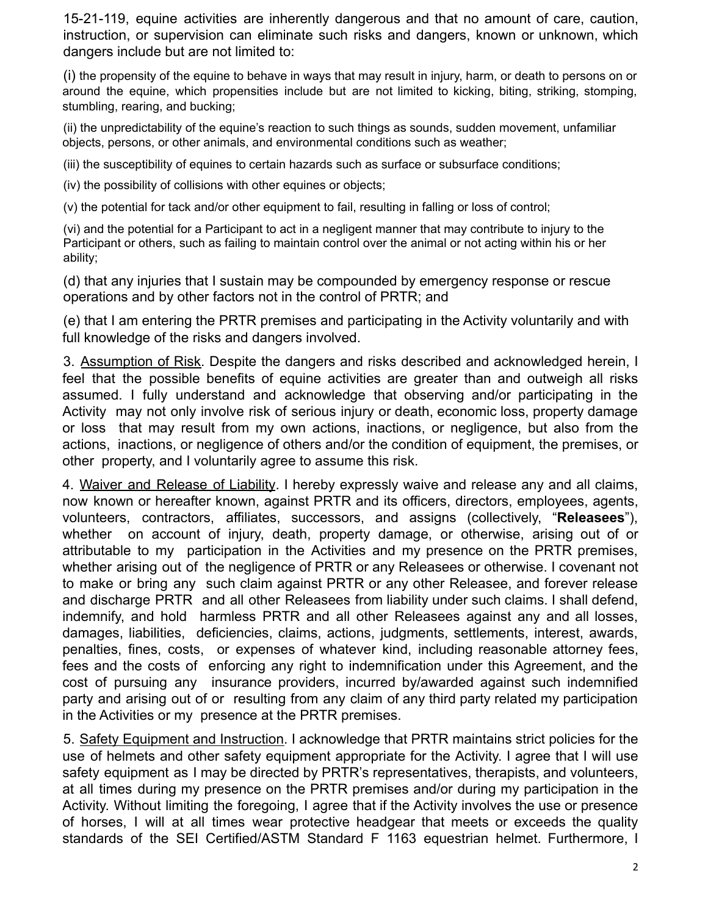15-21-119, equine activities are inherently dangerous and that no amount of care, caution, instruction, or supervision can eliminate such risks and dangers, known or unknown, which dangers include but are not limited to:

(i) the propensity of the equine to behave in ways that may result in injury, harm, or death to persons on or around the equine, which propensities include but are not limited to kicking, biting, striking, stomping, stumbling, rearing, and bucking;

(ii) the unpredictability of the equine's reaction to such things as sounds, sudden movement, unfamiliar objects, persons, or other animals, and environmental conditions such as weather;

(iii) the susceptibility of equines to certain hazards such as surface or subsurface conditions;

(iv) the possibility of collisions with other equines or objects;

(v) the potential for tack and/or other equipment to fail, resulting in falling or loss of control;

(vi) and the potential for a Participant to act in a negligent manner that may contribute to injury to the Participant or others, such as failing to maintain control over the animal or not acting within his or her ability;

(d) that any injuries that I sustain may be compounded by emergency response or rescue operations and by other factors not in the control of PRTR; and

(e) that I am entering the PRTR premises and participating in the Activity voluntarily and with full knowledge of the risks and dangers involved.

3. Assumption of Risk. Despite the dangers and risks described and acknowledged herein, I feel that the possible benefits of equine activities are greater than and outweigh all risks assumed. I fully understand and acknowledge that observing and/or participating in the Activity may not only involve risk of serious injury or death, economic loss, property damage or loss that may result from my own actions, inactions, or negligence, but also from the actions, inactions, or negligence of others and/or the condition of equipment, the premises, or other property, and I voluntarily agree to assume this risk.

4. Waiver and Release of Liability. I hereby expressly waive and release any and all claims, now known or hereafter known, against PRTR and its officers, directors, employees, agents, volunteers, contractors, affiliates, successors, and assigns (collectively, "**Releasees**"), whether on account of injury, death, property damage, or otherwise, arising out of or attributable to my participation in the Activities and my presence on the PRTR premises, whether arising out of the negligence of PRTR or any Releasees or otherwise. I covenant not to make or bring any such claim against PRTR or any other Releasee, and forever release and discharge PRTR and all other Releasees from liability under such claims. I shall defend, indemnify, and hold harmless PRTR and all other Releasees against any and all losses, damages, liabilities, deficiencies, claims, actions, judgments, settlements, interest, awards, penalties, fines, costs, or expenses of whatever kind, including reasonable attorney fees, fees and the costs of enforcing any right to indemnification under this Agreement, and the cost of pursuing any insurance providers, incurred by/awarded against such indemnified party and arising out of or resulting from any claim of any third party related my participation in the Activities or my presence at the PRTR premises.

5. Safety Equipment and Instruction. I acknowledge that PRTR maintains strict policies for the use of helmets and other safety equipment appropriate for the Activity. I agree that I will use safety equipment as I may be directed by PRTR's representatives, therapists, and volunteers, at all times during my presence on the PRTR premises and/or during my participation in the Activity. Without limiting the foregoing, I agree that if the Activity involves the use or presence of horses, I will at all times wear protective headgear that meets or exceeds the quality standards of the SEI Certified/ASTM Standard F 1163 equestrian helmet. Furthermore, I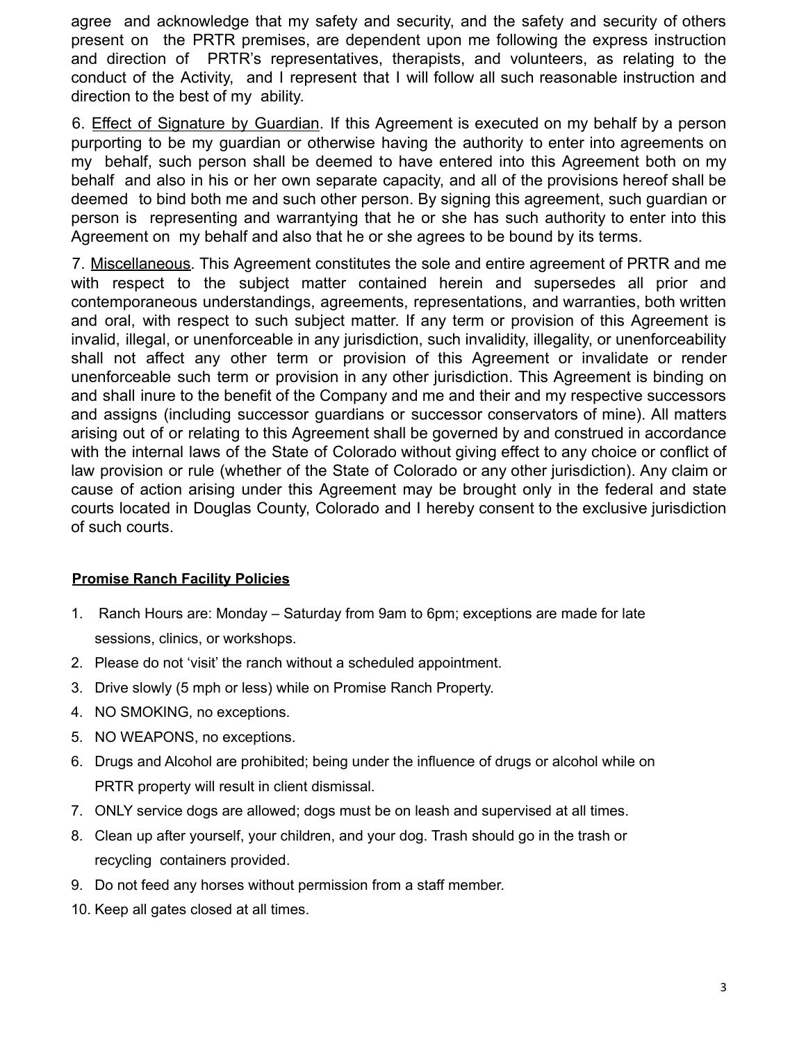agree and acknowledge that my safety and security, and the safety and security of others present on the PRTR premises, are dependent upon me following the express instruction and direction of PRTR's representatives, therapists, and volunteers, as relating to the conduct of the Activity, and I represent that I will follow all such reasonable instruction and direction to the best of my ability.

6. <u>Effect of Signature by Guardian</u>. If this Agreement is executed on my behalf by a person purporting to be my guardian or otherwise having the authority to enter into agreements on my behalf, such person shall be deemed to have entered into this Agreement both on my behalf and also in his or her own separate capacity, and all of the provisions hereof shall be deemed to bind both me and such other person. By signing this agreement, such guardian or person is representing and warrantying that he or she has such authority to enter into this Agreement on my behalf and also that he or she agrees to be bound by its terms.

7. <u>Miscellaneous</u>. This Agreement constitutes the sole and entire agreement of PRTR and me with respect to the subject matter contained herein and supersedes all prior and contemporaneous understandings, agreements, representations, and warranties, both written and oral, with respect to such subject matter. If any term or provision of this Agreement is invalid, illegal, or unenforceable in any jurisdiction, such invalidity, illegality, or unenforceability shall not affect any other term or provision of this Agreement or invalidate or render unenforceable such term or provision in any other jurisdiction. This Agreement is binding on and shall inure to the benefit of the Company and me and their and my respective successors and assigns (including successor guardians or successor conservators of mine). All matters arising out of or relating to this Agreement shall be governed by and construed in accordance with the internal laws of the State of Colorado without giving effect to any choice or conflict of law provision or rule (whether of the State of Colorado or any other jurisdiction). Any claim or cause of action arising under this Agreement may be brought only in the federal and state courts located in Douglas County, Colorado and I hereby consent to the exclusive jurisdiction of such courts.

## <u>**Promise Ranch Facility Policies**</u>

1. Ranch Hours are: Monday – Saturday from 9am to 6pm; exceptions are made for late sessions, clinics, or workshops.
2. Please do not 'visit' the ranch without a scheduled appointment.
3. Drive slowly (5 mph or less) while on Promise Ranch Property.
4. NO SMOKING, no exceptions.
5. NO WEAPONS, no exceptions.
6. Drugs and Alcohol are prohibited; being under the influence of drugs or alcohol while on PRTR property will result in client dismissal.
7. ONLY service dogs are allowed; dogs must be on leash and supervised at all times.
8. Clean up after yourself, your children, and your dog. Trash should go in the trash or recycling containers provided.
9. Do not feed any horses without permission from a staff member.
10. Keep all gates closed at all times.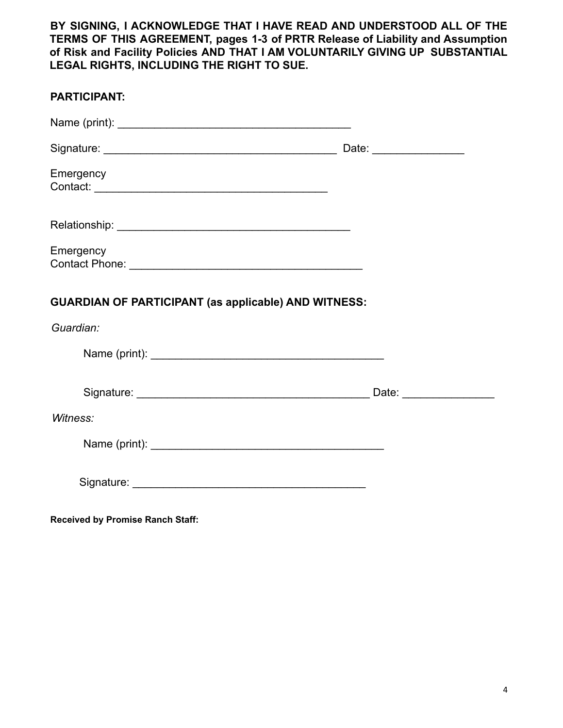**BY SIGNING, I ACKNOWLEDGE THAT I HAVE READ AND UNDERSTOOD ALL OF THE TERMS OF THIS AGREEMENT, pages 1-3 of PRTR Release of Liability and Assumption of Risk and Facility Policies AND THAT I AM VOLUNTARILY GIVING UP SUBSTANTIAL LEGAL RIGHTS, INCLUDING THE RIGHT TO SUE.**

**PARTICIPANT:**

Name (print): _____________________________________

Signature: _____________________________________ Date: ______________

Emergency Contact: _____________________________________

Relationship: _____________________________________

Emergency Contact Phone: _____________________________________

**GUARDIAN OF PARTICIPANT (as applicable) AND WITNESS:**

*Guardian:*

Name (print): _____________________________________

Signature: _____________________________________ Date: ______________

*Witness:*

Name (print): _____________________________________

Signature: _____________________________________

**Received by Promise Ranch Staff:**